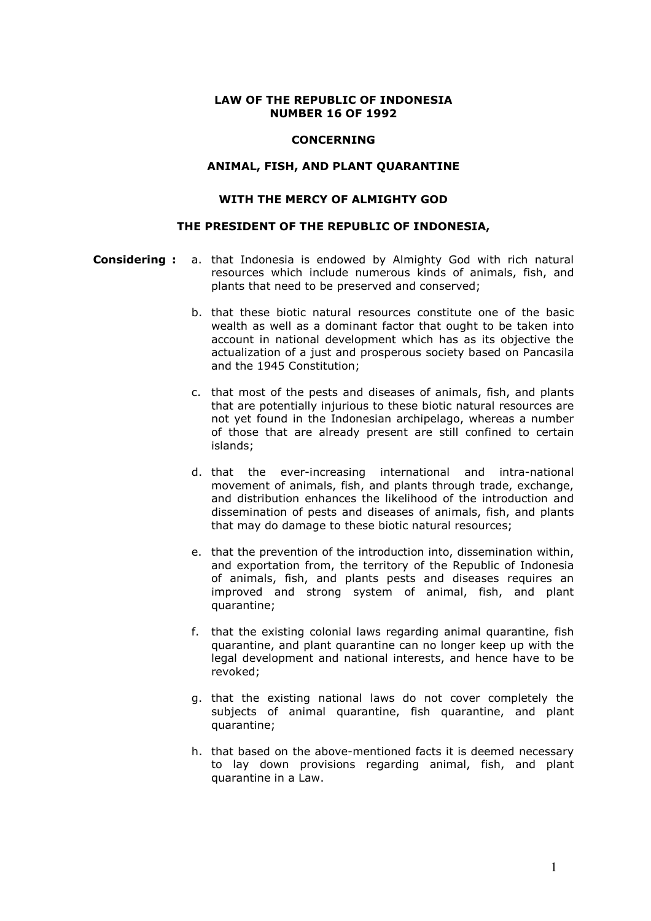**LAW OF THE REPUBLIC OF INDONESIA**
**NUMBER 16 OF 1992**

**CONCERNING**

**ANIMAL, FISH, AND PLANT QUARANTINE**

**WITH THE MERCY OF ALMIGHTY GOD**

**THE PRESIDENT OF THE REPUBLIC OF INDONESIA,**

**Considering :**

a. that Indonesia is endowed by Almighty God with rich natural resources which include numerous kinds of animals, fish, and plants that need to be preserved and conserved;

b. that these biotic natural resources constitute one of the basic wealth as well as a dominant factor that ought to be taken into account in national development which has as its objective the actualization of a just and prosperous society based on Pancasila and the 1945 Constitution;

c. that most of the pests and diseases of animals, fish, and plants that are potentially injurious to these biotic natural resources are not yet found in the Indonesian archipelago, whereas a number of those that are already present are still confined to certain islands;

d. that the ever-increasing international and intra-national movement of animals, fish, and plants through trade, exchange, and distribution enhances the likelihood of the introduction and dissemination of pests and diseases of animals, fish, and plants that may do damage to these biotic natural resources;

e. that the prevention of the introduction into, dissemination within, and exportation from, the territory of the Republic of Indonesia of animals, fish, and plants pests and diseases requires an improved and strong system of animal, fish, and plant quarantine;

f. that the existing colonial laws regarding animal quarantine, fish quarantine, and plant quarantine can no longer keep up with the legal development and national interests, and hence have to be revoked;

g. that the existing national laws do not cover completely the subjects of animal quarantine, fish quarantine, and plant quarantine;

h. that based on the above-mentioned facts it is deemed necessary to lay down provisions regarding animal, fish, and plant quarantine in a Law.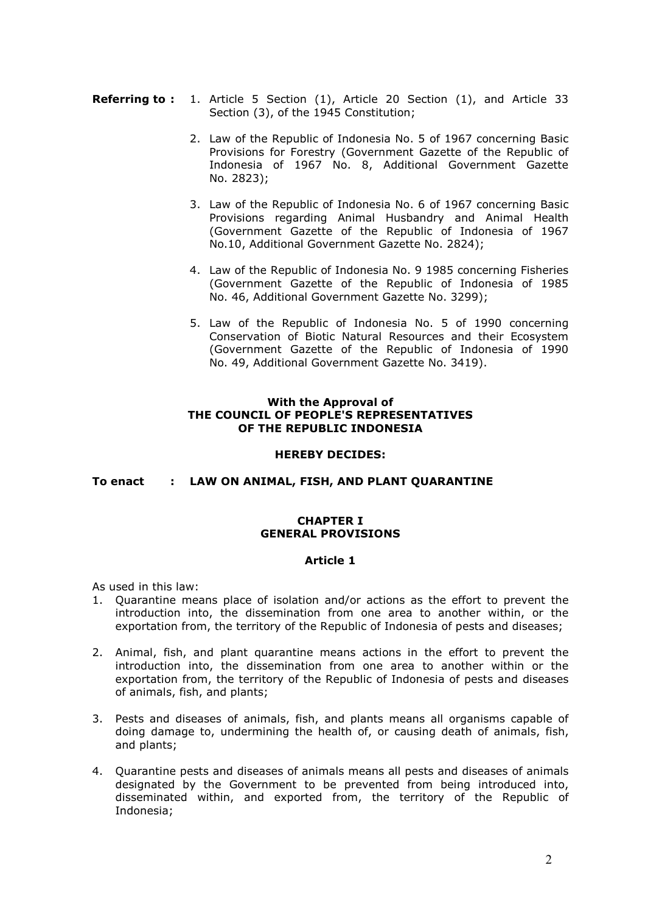**Referring to :**

1. Article 5 Section (1), Article 20 Section (1), and Article 33 Section (3), of the 1945 Constitution;
2. Law of the Republic of Indonesia No. 5 of 1967 concerning Basic Provisions for Forestry (Government Gazette of the Republic of Indonesia of 1967 No. 8, Additional Government Gazette No. 2823);
3. Law of the Republic of Indonesia No. 6 of 1967 concerning Basic Provisions regarding Animal Husbandry and Animal Health (Government Gazette of the Republic of Indonesia of 1967 No.10, Additional Government Gazette No. 2824);
4. Law of the Republic of Indonesia No. 9 1985 concerning Fisheries (Government Gazette of the Republic of Indonesia of 1985 No. 46, Additional Government Gazette No. 3299);
5. Law of the Republic of Indonesia No. 5 of 1990 concerning Conservation of Biotic Natural Resources and their Ecosystem (Government Gazette of the Republic of Indonesia of 1990 No. 49, Additional Government Gazette No. 3419).

**With the Approval of**
**THE COUNCIL OF PEOPLE'S REPRESENTATIVES**
**OF THE REPUBLIC INDONESIA**

**HEREBY DECIDES:**

**To enact : LAW ON ANIMAL, FISH, AND PLANT QUARANTINE**

## CHAPTER I
## GENERAL PROVISIONS

### Article 1

As used in this law:

1. Quarantine means place of isolation and/or actions as the effort to prevent the introduction into, the dissemination from one area to another within, or the exportation from, the territory of the Republic of Indonesia of pests and diseases;
2. Animal, fish, and plant quarantine means actions in the effort to prevent the introduction into, the dissemination from one area to another within or the exportation from, the territory of the Republic of Indonesia of pests and diseases of animals, fish, and plants;
3. Pests and diseases of animals, fish, and plants means all organisms capable of doing damage to, undermining the health of, or causing death of animals, fish, and plants;
4. Quarantine pests and diseases of animals means all pests and diseases of animals designated by the Government to be prevented from being introduced into, disseminated within, and exported from, the territory of the Republic of Indonesia;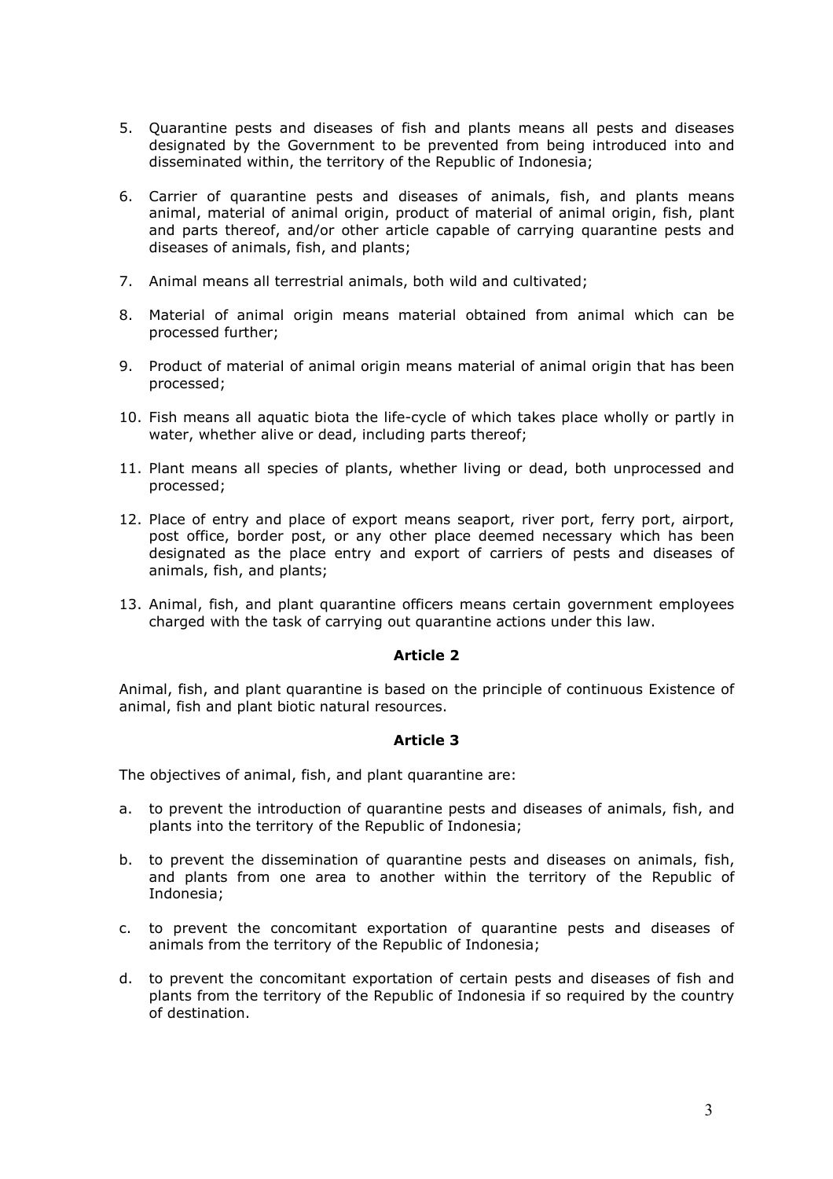5. Quarantine pests and diseases of fish and plants means all pests and diseases designated by the Government to be prevented from being introduced into and disseminated within, the territory of the Republic of Indonesia;

6. Carrier of quarantine pests and diseases of animals, fish, and plants means animal, material of animal origin, product of material of animal origin, fish, plant and parts thereof, and/or other article capable of carrying quarantine pests and diseases of animals, fish, and plants;

7. Animal means all terrestrial animals, both wild and cultivated;

8. Material of animal origin means material obtained from animal which can be processed further;

9. Product of material of animal origin means material of animal origin that has been processed;

10. Fish means all aquatic biota the life-cycle of which takes place wholly or partly in water, whether alive or dead, including parts thereof;

11. Plant means all species of plants, whether living or dead, both unprocessed and processed;

12. Place of entry and place of export means seaport, river port, ferry port, airport, post office, border post, or any other place deemed necessary which has been designated as the place entry and export of carriers of pests and diseases of animals, fish, and plants;

13. Animal, fish, and plant quarantine officers means certain government employees charged with the task of carrying out quarantine actions under this law.

**Article 2**

Animal, fish, and plant quarantine is based on the principle of continuous Existence of animal, fish and plant biotic natural resources.

**Article 3**

The objectives of animal, fish, and plant quarantine are:

a. to prevent the introduction of quarantine pests and diseases of animals, fish, and plants into the territory of the Republic of Indonesia;

b. to prevent the dissemination of quarantine pests and diseases on animals, fish, and plants from one area to another within the territory of the Republic of Indonesia;

c. to prevent the concomitant exportation of quarantine pests and diseases of animals from the territory of the Republic of Indonesia;

d. to prevent the concomitant exportation of certain pests and diseases of fish and plants from the territory of the Republic of Indonesia if so required by the country of destination.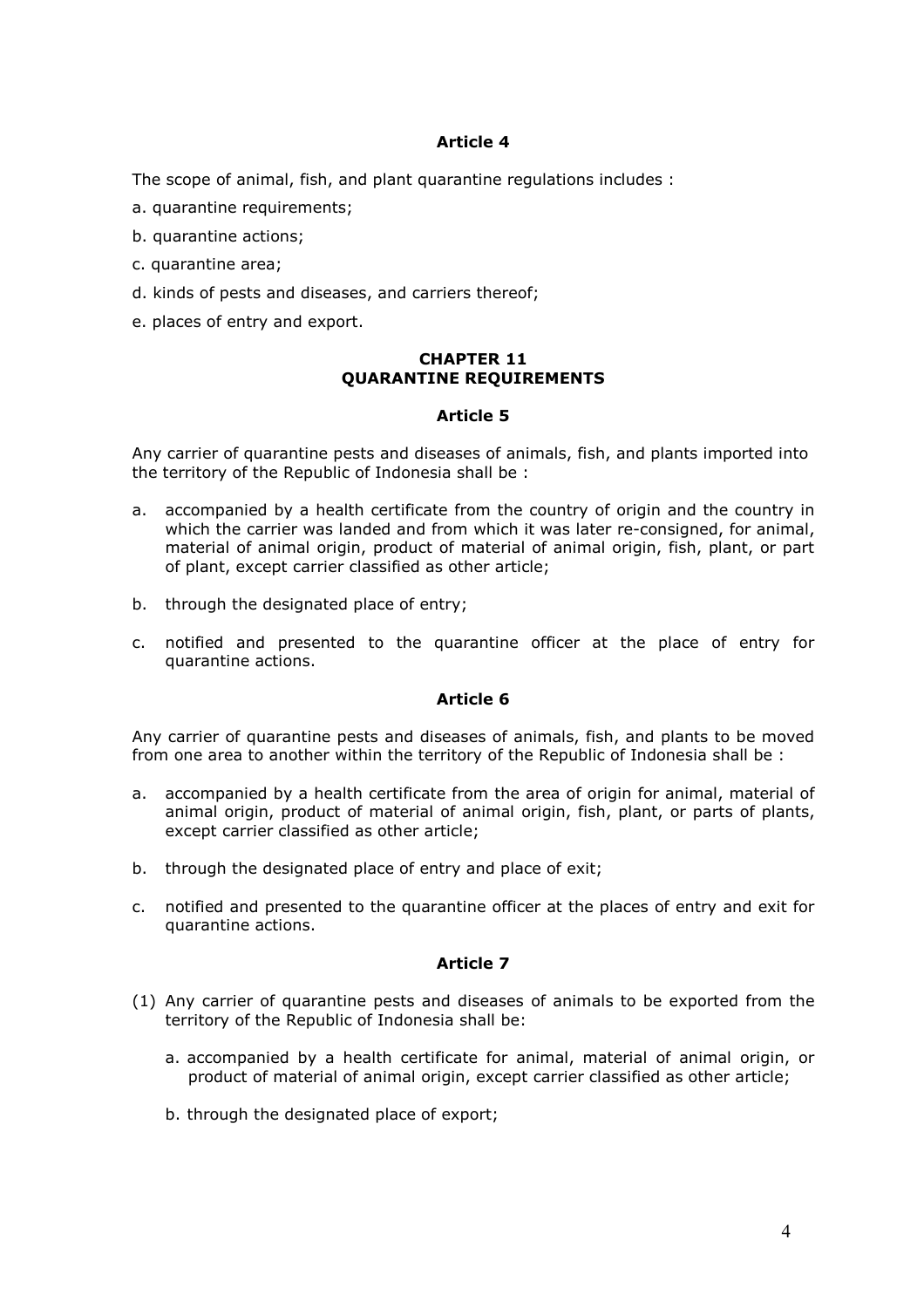### Article 4

The scope of animal, fish, and plant quarantine regulations includes :

a. quarantine requirements;

b. quarantine actions;

c. quarantine area;

d. kinds of pests and diseases, and carriers thereof;

e. places of entry and export.

## CHAPTER 11
## QUARANTINE REQUIREMENTS

### Article 5

Any carrier of quarantine pests and diseases of animals, fish, and plants imported into the territory of the Republic of Indonesia shall be :

a. accompanied by a health certificate from the country of origin and the country in which the carrier was landed and from which it was later re-consigned, for animal, material of animal origin, product of material of animal origin, fish, plant, or part of plant, except carrier classified as other article;

b. through the designated place of entry;

c. notified and presented to the quarantine officer at the place of entry for quarantine actions.

### Article 6

Any carrier of quarantine pests and diseases of animals, fish, and plants to be moved from one area to another within the territory of the Republic of Indonesia shall be :

a. accompanied by a health certificate from the area of origin for animal, material of animal origin, product of material of animal origin, fish, plant, or parts of plants, except carrier classified as other article;

b. through the designated place of entry and place of exit;

c. notified and presented to the quarantine officer at the places of entry and exit for quarantine actions.

### Article 7

(1) Any carrier of quarantine pests and diseases of animals to be exported from the territory of the Republic of Indonesia shall be:

   a. accompanied by a health certificate for animal, material of animal origin, or product of material of animal origin, except carrier classified as other article;

   b. through the designated place of export;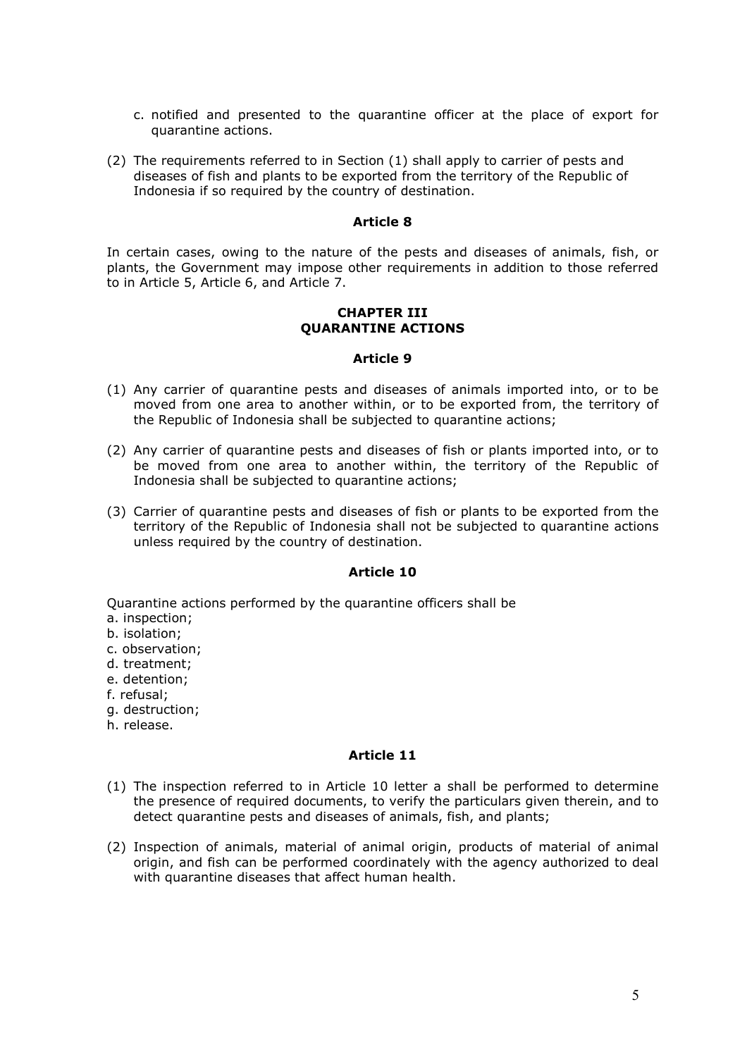c. notified and presented to the quarantine officer at the place of export for quarantine actions.

(2) The requirements referred to in Section (1) shall apply to carrier of pests and diseases of fish and plants to be exported from the territory of the Republic of Indonesia if so required by the country of destination.

### Article 8

In certain cases, owing to the nature of the pests and diseases of animals, fish, or plants, the Government may impose other requirements in addition to those referred to in Article 5, Article 6, and Article 7.

## CHAPTER III
## QUARANTINE ACTIONS

### Article 9

(1) Any carrier of quarantine pests and diseases of animals imported into, or to be moved from one area to another within, or to be exported from, the territory of the Republic of Indonesia shall be subjected to quarantine actions;

(2) Any carrier of quarantine pests and diseases of fish or plants imported into, or to be moved from one area to another within, the territory of the Republic of Indonesia shall be subjected to quarantine actions;

(3) Carrier of quarantine pests and diseases of fish or plants to be exported from the territory of the Republic of Indonesia shall not be subjected to quarantine actions unless required by the country of destination.

### Article 10

Quarantine actions performed by the quarantine officers shall be

a. inspection;
b. isolation;
c. observation;
d. treatment;
e. detention;
f. refusal;
g. destruction;
h. release.

### Article 11

(1) The inspection referred to in Article 10 letter a shall be performed to determine the presence of required documents, to verify the particulars given therein, and to detect quarantine pests and diseases of animals, fish, and plants;

(2) Inspection of animals, material of animal origin, products of material of animal origin, and fish can be performed coordinately with the agency authorized to deal with quarantine diseases that affect human health.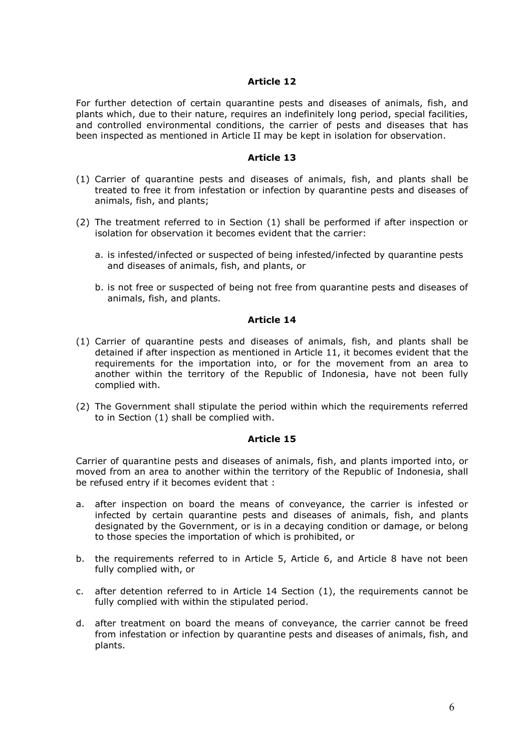### Article 12

For further detection of certain quarantine pests and diseases of animals, fish, and plants which, due to their nature, requires an indefinitely long period, special facilities, and controlled environmental conditions, the carrier of pests and diseases that has been inspected as mentioned in Article II may be kept in isolation for observation.

### Article 13

(1) Carrier of quarantine pests and diseases of animals, fish, and plants shall be treated to free it from infestation or infection by quarantine pests and diseases of animals, fish, and plants;

(2) The treatment referred to in Section (1) shall be performed if after inspection or isolation for observation it becomes evident that the carrier:

   a. is infested/infected or suspected of being infested/infected by quarantine pests and diseases of animals, fish, and plants, or

   b. is not free or suspected of being not free from quarantine pests and diseases of animals, fish, and plants.

### Article 14

(1) Carrier of quarantine pests and diseases of animals, fish, and plants shall be detained if after inspection as mentioned in Article 11, it becomes evident that the requirements for the importation into, or for the movement from an area to another within the territory of the Republic of Indonesia, have not been fully complied with.

(2) The Government shall stipulate the period within which the requirements referred to in Section (1) shall be complied with.

### Article 15

Carrier of quarantine pests and diseases of animals, fish, and plants imported into, or moved from an area to another within the territory of the Republic of Indonesia, shall be refused entry if it becomes evident that :

a. after inspection on board the means of conveyance, the carrier is infested or infected by certain quarantine pests and diseases of animals, fish, and plants designated by the Government, or is in a decaying condition or damage, or belong to those species the importation of which is prohibited, or

b. the requirements referred to in Article 5, Article 6, and Article 8 have not been fully complied with, or

c. after detention referred to in Article 14 Section (1), the requirements cannot be fully complied with within the stipulated period.

d. after treatment on board the means of conveyance, the carrier cannot be freed from infestation or infection by quarantine pests and diseases of animals, fish, and plants.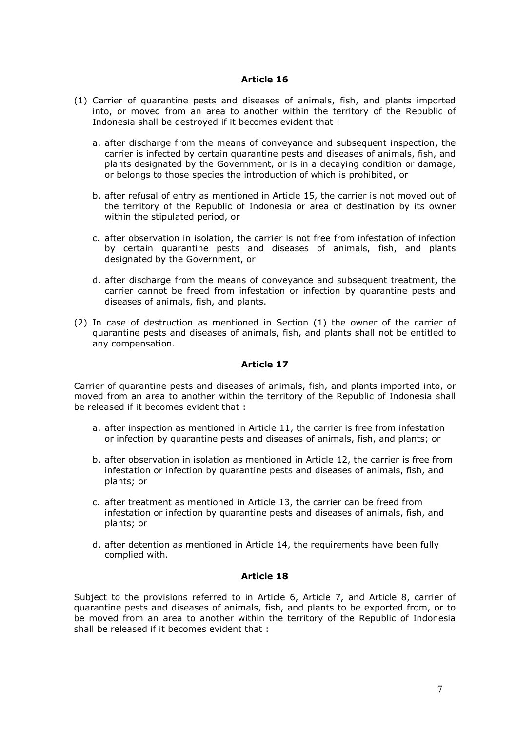### Article 16

(1) Carrier of quarantine pests and diseases of animals, fish, and plants imported into, or moved from an area to another within the territory of the Republic of Indonesia shall be destroyed if it becomes evident that :

a. after discharge from the means of conveyance and subsequent inspection, the carrier is infected by certain quarantine pests and diseases of animals, fish, and plants designated by the Government, or is in a decaying condition or damage, or belongs to those species the introduction of which is prohibited, or

b. after refusal of entry as mentioned in Article 15, the carrier is not moved out of the territory of the Republic of Indonesia or area of destination by its owner within the stipulated period, or

c. after observation in isolation, the carrier is not free from infestation of infection by certain quarantine pests and diseases of animals, fish, and plants designated by the Government, or

d. after discharge from the means of conveyance and subsequent treatment, the carrier cannot be freed from infestation or infection by quarantine pests and diseases of animals, fish, and plants.

(2) In case of destruction as mentioned in Section (1) the owner of the carrier of quarantine pests and diseases of animals, fish, and plants shall not be entitled to any compensation.

### Article 17

Carrier of quarantine pests and diseases of animals, fish, and plants imported into, or moved from an area to another within the territory of the Republic of Indonesia shall be released if it becomes evident that :

a. after inspection as mentioned in Article 11, the carrier is free from infestation or infection by quarantine pests and diseases of animals, fish, and plants; or

b. after observation in isolation as mentioned in Article 12, the carrier is free from infestation or infection by quarantine pests and diseases of animals, fish, and plants; or

c. after treatment as mentioned in Article 13, the carrier can be freed from infestation or infection by quarantine pests and diseases of animals, fish, and plants; or

d. after detention as mentioned in Article 14, the requirements have been fully complied with.

### Article 18

Subject to the provisions referred to in Article 6, Article 7, and Article 8, carrier of quarantine pests and diseases of animals, fish, and plants to be exported from, or to be moved from an area to another within the territory of the Republic of Indonesia shall be released if it becomes evident that :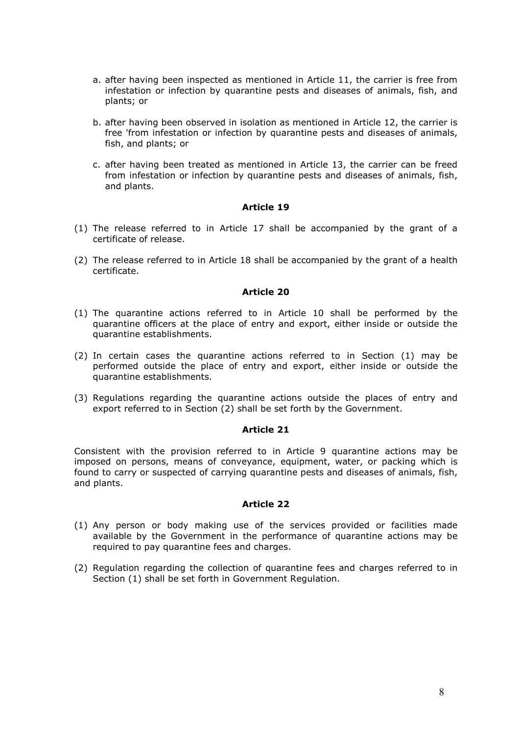a. after having been inspected as mentioned in Article 11, the carrier is free from infestation or infection by quarantine pests and diseases of animals, fish, and plants; or

b. after having been observed in isolation as mentioned in Article 12, the carrier is free 'from infestation or infection by quarantine pests and diseases of animals, fish, and plants; or

c. after having been treated as mentioned in Article 13, the carrier can be freed from infestation or infection by quarantine pests and diseases of animals, fish, and plants.

### Article 19

(1) The release referred to in Article 17 shall be accompanied by the grant of a certificate of release.

(2) The release referred to in Article 18 shall be accompanied by the grant of a health certificate.

### Article 20

(1) The quarantine actions referred to in Article 10 shall be performed by the quarantine officers at the place of entry and export, either inside or outside the quarantine establishments.

(2) In certain cases the quarantine actions referred to in Section (1) may be performed outside the place of entry and export, either inside or outside the quarantine establishments.

(3) Regulations regarding the quarantine actions outside the places of entry and export referred to in Section (2) shall be set forth by the Government.

### Article 21

Consistent with the provision referred to in Article 9 quarantine actions may be imposed on persons, means of conveyance, equipment, water, or packing which is found to carry or suspected of carrying quarantine pests and diseases of animals, fish, and plants.

### Article 22

(1) Any person or body making use of the services provided or facilities made available by the Government in the performance of quarantine actions may be required to pay quarantine fees and charges.

(2) Regulation regarding the collection of quarantine fees and charges referred to in Section (1) shall be set forth in Government Regulation.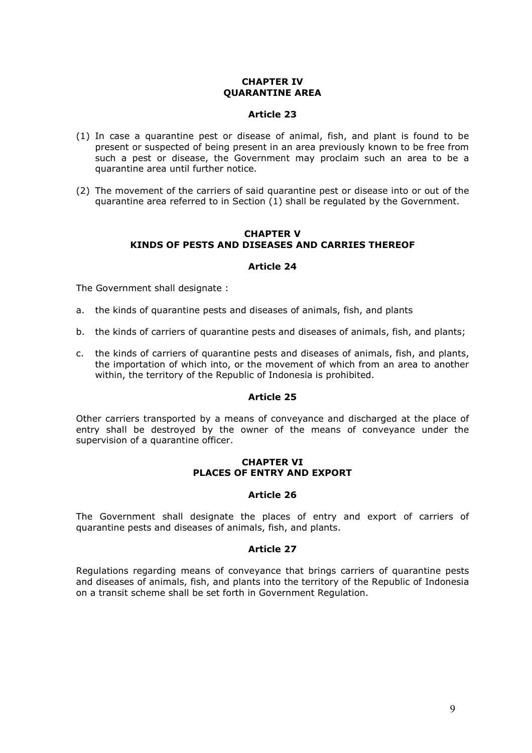## CHAPTER IV
## QUARANTINE AREA

### Article 23

(1) In case a quarantine pest or disease of animal, fish, and plant is found to be present or suspected of being present in an area previously known to be free from such a pest or disease, the Government may proclaim such an area to be a quarantine area until further notice.

(2) The movement of the carriers of said quarantine pest or disease into or out of the quarantine area referred to in Section (1) shall be regulated by the Government.

## CHAPTER V
## KINDS OF PESTS AND DISEASES AND CARRIES THEREOF

### Article 24

The Government shall designate :

a. the kinds of quarantine pests and diseases of animals, fish, and plants

b. the kinds of carriers of quarantine pests and diseases of animals, fish, and plants;

c. the kinds of carriers of quarantine pests and diseases of animals, fish, and plants, the importation of which into, or the movement of which from an area to another within, the territory of the Republic of Indonesia is prohibited.

### Article 25

Other carriers transported by a means of conveyance and discharged at the place of entry shall be destroyed by the owner of the means of conveyance under the supervision of a quarantine officer.

## CHAPTER VI
## PLACES OF ENTRY AND EXPORT

### Article 26

The Government shall designate the places of entry and export of carriers of quarantine pests and diseases of animals, fish, and plants.

### Article 27

Regulations regarding means of conveyance that brings carriers of quarantine pests and diseases of animals, fish, and plants into the territory of the Republic of Indonesia on a transit scheme shall be set forth in Government Regulation.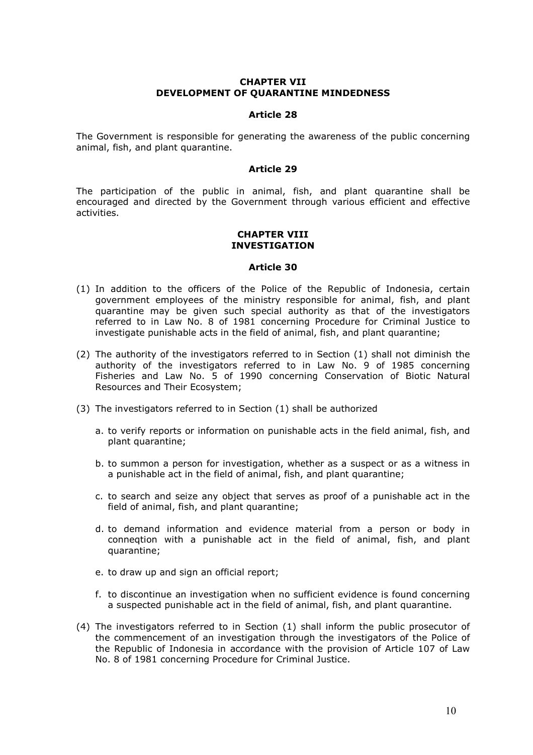## CHAPTER VII
## DEVELOPMENT OF QUARANTINE MINDEDNESS

### Article 28

The Government is responsible for generating the awareness of the public concerning animal, fish, and plant quarantine.

### Article 29

The participation of the public in animal, fish, and plant quarantine shall be encouraged and directed by the Government through various efficient and effective activities.

## CHAPTER VIII
## INVESTIGATION

### Article 30

(1) In addition to the officers of the Police of the Republic of Indonesia, certain government employees of the ministry responsible for animal, fish, and plant quarantine may be given such special authority as that of the investigators referred to in Law No. 8 of 1981 concerning Procedure for Criminal Justice to investigate punishable acts in the field of animal, fish, and plant quarantine;

(2) The authority of the investigators referred to in Section (1) shall not diminish the authority of the investigators referred to in Law No. 9 of 1985 concerning Fisheries and Law No. 5 of 1990 concerning Conservation of Biotic Natural Resources and Their Ecosystem;

(3) The investigators referred to in Section (1) shall be authorized

   a. to verify reports or information on punishable acts in the field animal, fish, and plant quarantine;

   b. to summon a person for investigation, whether as a suspect or as a witness in a punishable act in the field of animal, fish, and plant quarantine;

   c. to search and seize any object that serves as proof of a punishable act in the field of animal, fish, and plant quarantine;

   d. to demand information and evidence material from a person or body in conneqtion with a punishable act in the field of animal, fish, and plant quarantine;

   e. to draw up and sign an official report;

   f. to discontinue an investigation when no sufficient evidence is found concerning a suspected punishable act in the field of animal, fish, and plant quarantine.

(4) The investigators referred to in Section (1) shall inform the public prosecutor of the commencement of an investigation through the investigators of the Police of the Republic of Indonesia in accordance with the provision of Article 107 of Law No. 8 of 1981 concerning Procedure for Criminal Justice.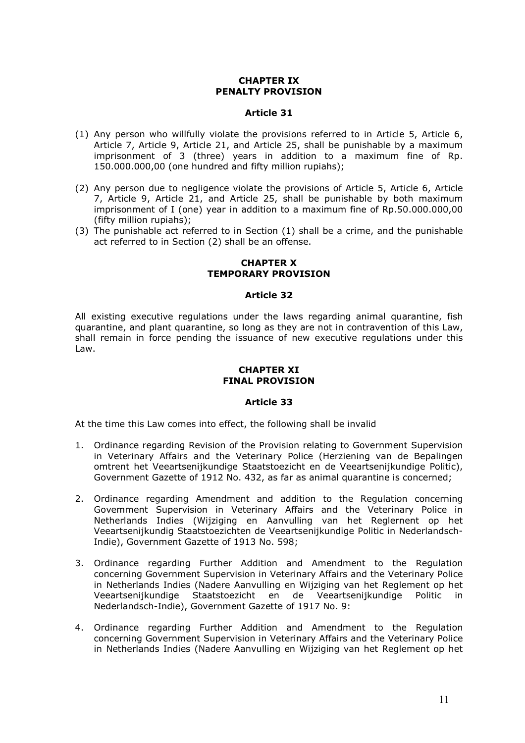## CHAPTER IX
## PENALTY PROVISION

### Article 31

(1) Any person who willfully violate the provisions referred to in Article 5, Article 6, Article 7, Article 9, Article 21, and Article 25, shall be punishable by a maximum imprisonment of 3 (three) years in addition to a maximum fine of Rp. 150.000.000,00 (one hundred and fifty million rupiahs);

(2) Any person due to negligence violate the provisions of Article 5, Article 6, Article 7, Article 9, Article 21, and Article 25, shall be punishable by both maximum imprisonment of I (one) year in addition to a maximum fine of Rp.50.000.000,00 (fifty million rupiahs);

(3) The punishable act referred to in Section (1) shall be a crime, and the punishable act referred to in Section (2) shall be an offense.

## CHAPTER X
## TEMPORARY PROVISION

### Article 32

All existing executive regulations under the laws regarding animal quarantine, fish quarantine, and plant quarantine, so long as they are not in contravention of this Law, shall remain in force pending the issuance of new executive regulations under this Law.

## CHAPTER XI
## FINAL PROVISION

### Article 33

At the time this Law comes into effect, the following shall be invalid

1. Ordinance regarding Revision of the Provision relating to Government Supervision in Veterinary Affairs and the Veterinary Police (Herziening van de Bepalingen omtrent het Veeartsenijkundige Staatstoezicht en de Veeartsenijkundige Politic), Government Gazette of 1912 No. 432, as far as animal quarantine is concerned;

2. Ordinance regarding Amendment and addition to the Regulation concerning Govemment Supervision in Veterinary Affairs and the Veterinary Police in Netherlands Indies (Wijziging en Aanvulling van het Reglernent op het Veeartsenijkundig Staatstoezichten de Veeartsenijkundige Politic in Nederlandsch-Indie), Government Gazette of 1913 No. 598;

3. Ordinance regarding Further Addition and Amendment to the Regulation concerning Government Supervision in Veterinary Affairs and the Veterinary Police in Netherlands Indies (Nadere Aanvulling en Wijziging van het Reglement op het Veeartsenijkundige Staatstoezicht en de Veeartsenijkundige Politic in Nederlandsch-Indie), Government Gazette of 1917 No. 9:

4. Ordinance regarding Further Addition and Amendment to the Regulation concerning Government Supervision in Veterinary Affairs and the Veterinary Police in Netherlands Indies (Nadere Aanvulling en Wijziging van het Reglement op het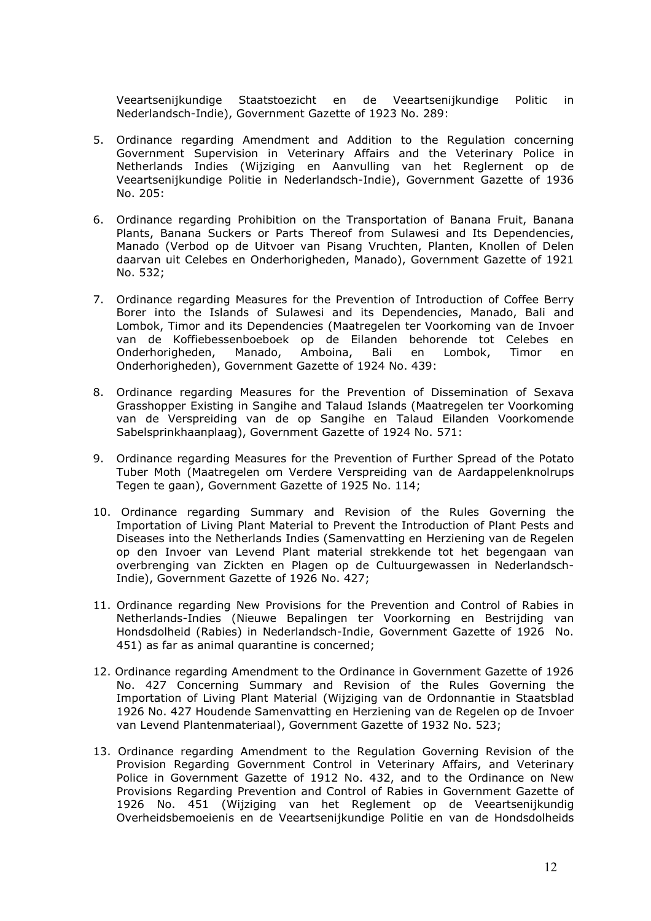Veeartsenijkundige Staatstoezicht en de Veeartsenijkundige Politic in Nederlandsch-Indie), Government Gazette of 1923 No. 289:

5. Ordinance regarding Amendment and Addition to the Regulation concerning Government Supervision in Veterinary Affairs and the Veterinary Police in Netherlands Indies (Wijziging en Aanvulling van het Reglernent op de Veeartsenijkundige Politie in Nederlandsch-Indie), Government Gazette of 1936 No. 205:

6. Ordinance regarding Prohibition on the Transportation of Banana Fruit, Banana Plants, Banana Suckers or Parts Thereof from Sulawesi and Its Dependencies, Manado (Verbod op de Uitvoer van Pisang Vruchten, Planten, Knollen of Delen daarvan uit Celebes en Onderhorigheden, Manado), Government Gazette of 1921 No. 532;

7. Ordinance regarding Measures for the Prevention of Introduction of Coffee Berry Borer into the Islands of Sulawesi and its Dependencies, Manado, Bali and Lombok, Timor and its Dependencies (Maatregelen ter Voorkoming van de Invoer van de Koffiebessenboeboek op de Eilanden behorende tot Celebes en Onderhorigheden, Manado, Amboina, Bali en Lombok, Timor en Onderhorigheden), Government Gazette of 1924 No. 439:

8. Ordinance regarding Measures for the Prevention of Dissemination of Sexava Grasshopper Existing in Sangihe and Talaud Islands (Maatregelen ter Voorkoming van de Verspreiding van de op Sangihe en Talaud Eilanden Voorkomende Sabelsprinkhaanplaag), Government Gazette of 1924 No. 571:

9. Ordinance regarding Measures for the Prevention of Further Spread of the Potato Tuber Moth (Maatregelen om Verdere Verspreiding van de Aardappelenknolrups Tegen te gaan), Government Gazette of 1925 No. 114;

10. Ordinance regarding Summary and Revision of the Rules Governing the Importation of Living Plant Material to Prevent the Introduction of Plant Pests and Diseases into the Netherlands Indies (Samenvatting en Herziening van de Regelen op den Invoer van Levend Plant material strekkende tot het begengaan van overbrenging van Zickten en Plagen op de Cultuurgewassen in Nederlandsch-Indie), Government Gazette of 1926 No. 427;

11. Ordinance regarding New Provisions for the Prevention and Control of Rabies in Netherlands-Indies (Nieuwe Bepalingen ter Voorkorning en Bestrijding van Hondsdolheid (Rabies) in Nederlandsch-Indie, Government Gazette of 1926 No. 451) as far as animal quarantine is concerned;

12. Ordinance regarding Amendment to the Ordinance in Government Gazette of 1926 No. 427 Concerning Summary and Revision of the Rules Governing the Importation of Living Plant Material (Wijziging van de Ordonnantie in Staatsblad 1926 No. 427 Houdende Samenvatting en Herziening van de Regelen op de Invoer van Levend Plantenmateriaal), Government Gazette of 1932 No. 523;

13. Ordinance regarding Amendment to the Regulation Governing Revision of the Provision Regarding Government Control in Veterinary Affairs, and Veterinary Police in Government Gazette of 1912 No. 432, and to the Ordinance on New Provisions Regarding Prevention and Control of Rabies in Government Gazette of 1926 No. 451 (Wijziging van het Reglement op de Veeartsenijkundig Overheidsbemoeienis en de Veeartsenijkundige Politie en van de Hondsdolheids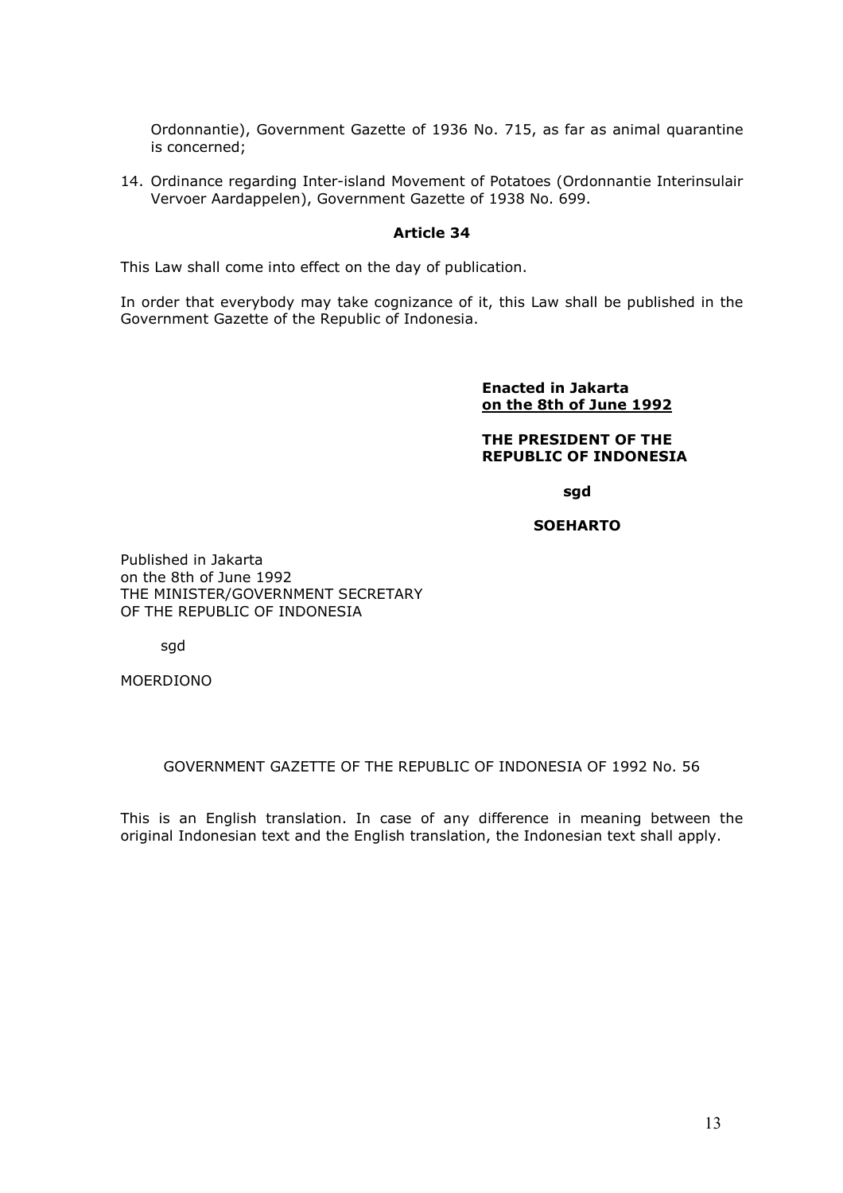Ordonnantie), Government Gazette of 1936 No. 715, as far as animal quarantine is concerned;

14. Ordinance regarding Inter-island Movement of Potatoes (Ordonnantie Interinsulair Vervoer Aardappelen), Government Gazette of 1938 No. 699.

**Article 34**

This Law shall come into effect on the day of publication.

In order that everybody may take cognizance of it, this Law shall be published in the Government Gazette of the Republic of Indonesia.

**Enacted in Jakarta**
**on the 8th of June 1992**

**THE PRESIDENT OF THE REPUBLIC OF INDONESIA**

**sgd**

**SOEHARTO**

Published in Jakarta
on the 8th of June 1992
THE MINISTER/GOVERNMENT SECRETARY
OF THE REPUBLIC OF INDONESIA

sgd

MOERDIONO

GOVERNMENT GAZETTE OF THE REPUBLIC OF INDONESIA OF 1992 No. 56

This is an English translation. In case of any difference in meaning between the original Indonesian text and the English translation, the Indonesian text shall apply.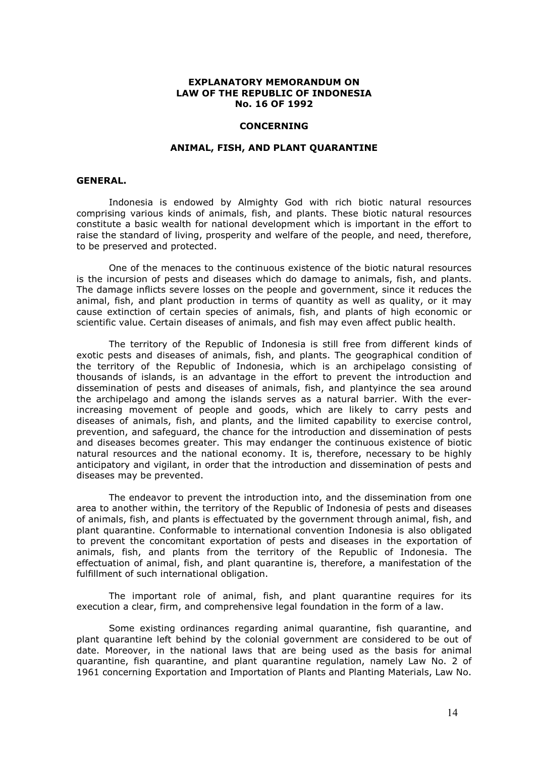# EXPLANATORY MEMORANDUM ON LAW OF THE REPUBLIC OF INDONESIA No. 16 OF 1992

## CONCERNING

## ANIMAL, FISH, AND PLANT QUARANTINE

### GENERAL.

Indonesia is endowed by Almighty God with rich biotic natural resources comprising various kinds of animals, fish, and plants. These biotic natural resources constitute a basic wealth for national development which is important in the effort to raise the standard of living, prosperity and welfare of the people, and need, therefore, to be preserved and protected.

One of the menaces to the continuous existence of the biotic natural resources is the incursion of pests and diseases which do damage to animals, fish, and plants. The damage inflicts severe losses on the people and government, since it reduces the animal, fish, and plant production in terms of quantity as well as quality, or it may cause extinction of certain species of animals, fish, and plants of high economic or scientific value. Certain diseases of animals, and fish may even affect public health.

The territory of the Republic of Indonesia is still free from different kinds of exotic pests and diseases of animals, fish, and plants. The geographical condition of the territory of the Republic of Indonesia, which is an archipelago consisting of thousands of islands, is an advantage in the effort to prevent the introduction and dissemination of pests and diseases of animals, fish, and plantyince the sea around the archipelago and among the islands serves as a natural barrier. With the ever-increasing movement of people and goods, which are likely to carry pests and diseases of animals, fish, and plants, and the limited capability to exercise control, prevention, and safeguard, the chance for the introduction and dissemination of pests and diseases becomes greater. This may endanger the continuous existence of biotic natural resources and the national economy. It is, therefore, necessary to be highly anticipatory and vigilant, in order that the introduction and dissemination of pests and diseases may be prevented.

The endeavor to prevent the introduction into, and the dissemination from one area to another within, the territory of the Republic of Indonesia of pests and diseases of animals, fish, and plants is effectuated by the government through animal, fish, and plant quarantine. Conformable to international convention Indonesia is also obligated to prevent the concomitant exportation of pests and diseases in the exportation of animals, fish, and plants from the territory of the Republic of Indonesia. The effectuation of animal, fish, and plant quarantine is, therefore, a manifestation of the fulfillment of such international obligation.

The important role of animal, fish, and plant quarantine requires for its execution a clear, firm, and comprehensive legal foundation in the form of a law.

Some existing ordinances regarding animal quarantine, fish quarantine, and plant quarantine left behind by the colonial government are considered to be out of date. Moreover, in the national laws that are being used as the basis for animal quarantine, fish quarantine, and plant quarantine regulation, namely Law No. 2 of 1961 concerning Exportation and Importation of Plants and Planting Materials, Law No.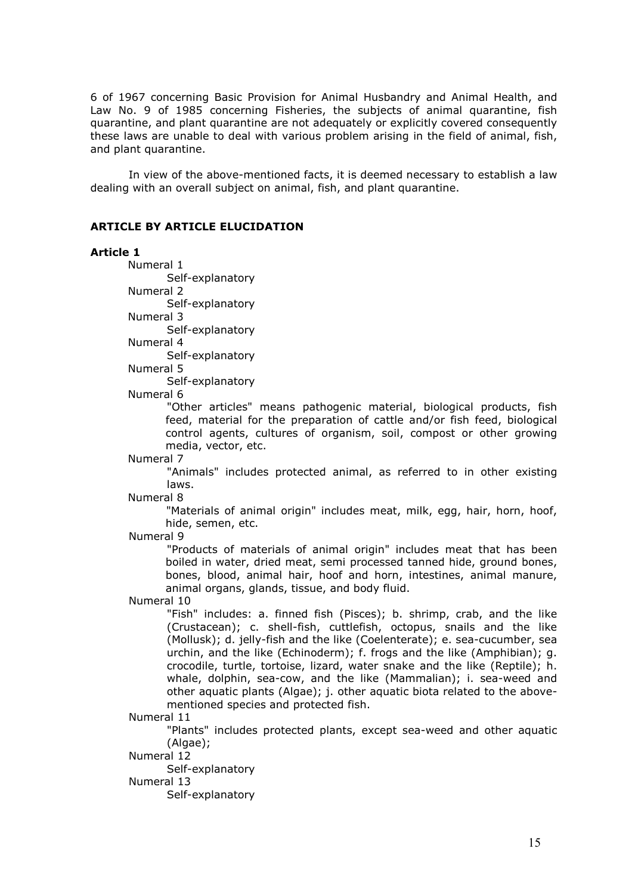6 of 1967 concerning Basic Provision for Animal Husbandry and Animal Health, and Law No. 9 of 1985 concerning Fisheries, the subjects of animal quarantine, fish quarantine, and plant quarantine are not adequately or explicitly covered consequently these laws are unable to deal with various problem arising in the field of animal, fish, and plant quarantine.

In view of the above-mentioned facts, it is deemed necessary to establish a law dealing with an overall subject on animal, fish, and plant quarantine.

## ARTICLE BY ARTICLE ELUCIDATION

### Article 1

Numeral 1

Self-explanatory

Numeral 2

Self-explanatory

Numeral 3

Self-explanatory

Numeral 4

Self-explanatory

Numeral 5

Self-explanatory

Numeral 6

"Other articles" means pathogenic material, biological products, fish feed, material for the preparation of cattle and/or fish feed, biological control agents, cultures of organism, soil, compost or other growing media, vector, etc.

Numeral 7

"Animals" includes protected animal, as referred to in other existing laws.

Numeral 8

"Materials of animal origin" includes meat, milk, egg, hair, horn, hoof, hide, semen, etc.

Numeral 9

"Products of materials of animal origin" includes meat that has been boiled in water, dried meat, semi processed tanned hide, ground bones, bones, blood, animal hair, hoof and horn, intestines, animal manure, animal organs, glands, tissue, and body fluid.

Numeral 10

"Fish" includes: a. finned fish (Pisces); b. shrimp, crab, and the like (Crustacean); c. shell-fish, cuttlefish, octopus, snails and the like (Mollusk); d. jelly-fish and the like (Coelenterate); e. sea-cucumber, sea urchin, and the like (Echinoderm); f. frogs and the like (Amphibian); g. crocodile, turtle, tortoise, lizard, water snake and the like (Reptile); h. whale, dolphin, sea-cow, and the like (Mammalian); i. sea-weed and other aquatic plants (Algae); j. other aquatic biota related to the above-mentioned species and protected fish.

Numeral 11

"Plants" includes protected plants, except sea-weed and other aquatic (Algae);

Numeral 12

Self-explanatory

Numeral 13

Self-explanatory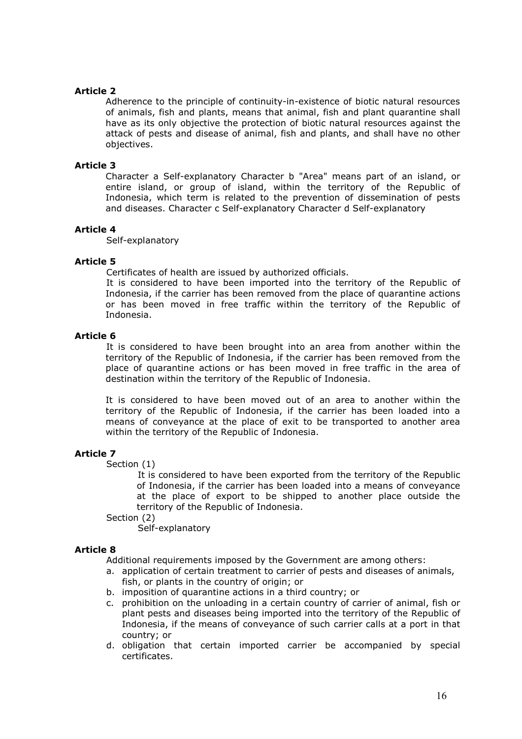**Article 2**

Adherence to the principle of continuity-in-existence of biotic natural resources of animals, fish and plants, means that animal, fish and plant quarantine shall have as its only objective the protection of biotic natural resources against the attack of pests and disease of animal, fish and plants, and shall have no other objectives.

**Article 3**

Character a Self-explanatory Character b "Area" means part of an island, or entire island, or group of island, within the territory of the Republic of Indonesia, which term is related to the prevention of dissemination of pests and diseases. Character c Self-explanatory Character d Self-explanatory

**Article 4**

Self-explanatory

**Article 5**

Certificates of health are issued by authorized officials.

It is considered to have been imported into the territory of the Republic of Indonesia, if the carrier has been removed from the place of quarantine actions or has been moved in free traffic within the territory of the Republic of Indonesia.

**Article 6**

It is considered to have been brought into an area from another within the territory of the Republic of Indonesia, if the carrier has been removed from the place of quarantine actions or has been moved in free traffic in the area of destination within the territory of the Republic of Indonesia.

It is considered to have been moved out of an area to another within the territory of the Republic of Indonesia, if the carrier has been loaded into a means of conveyance at the place of exit to be transported to another area within the territory of the Republic of Indonesia.

**Article 7**

Section (1)

It is considered to have been exported from the territory of the Republic of Indonesia, if the carrier has been loaded into a means of conveyance at the place of export to be shipped to another place outside the territory of the Republic of Indonesia.

Section (2)

Self-explanatory

**Article 8**

Additional requirements imposed by the Government are among others:

a. application of certain treatment to carrier of pests and diseases of animals, fish, or plants in the country of origin; or
b. imposition of quarantine actions in a third country; or
c. prohibition on the unloading in a certain country of carrier of animal, fish or plant pests and diseases being imported into the territory of the Republic of Indonesia, if the means of conveyance of such carrier calls at a port in that country; or
d. obligation that certain imported carrier be accompanied by special certificates.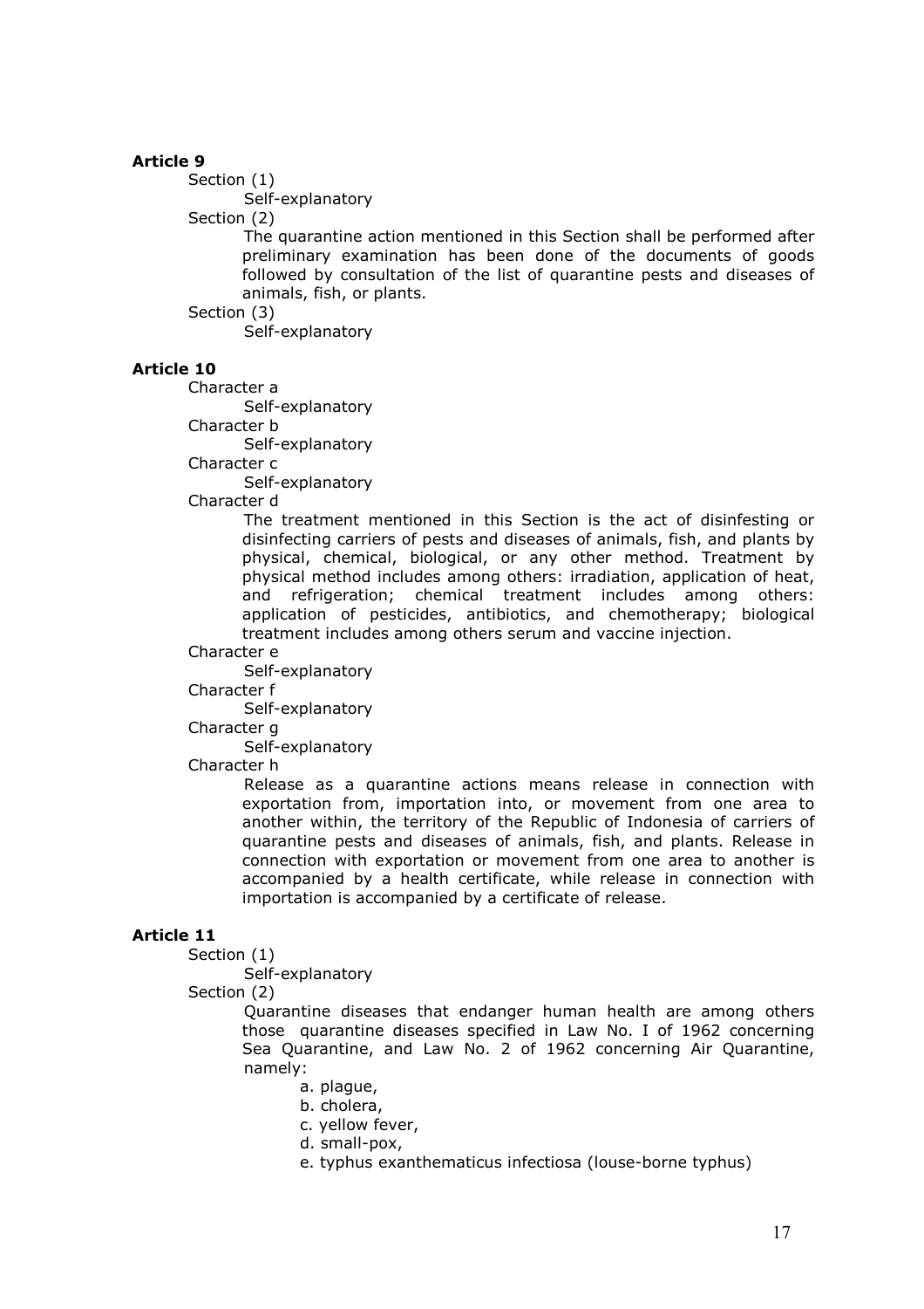**Article 9**

Section (1)

Self-explanatory

Section (2)

The quarantine action mentioned in this Section shall be performed after preliminary examination has been done of the documents of goods followed by consultation of the list of quarantine pests and diseases of animals, fish, or plants.

Section (3)

Self-explanatory

**Article 10**

Character a

Self-explanatory

Character b

Self-explanatory

Character c

Self-explanatory

Character d

The treatment mentioned in this Section is the act of disinfesting or disinfecting carriers of pests and diseases of animals, fish, and plants by physical, chemical, biological, or any other method. Treatment by physical method includes among others: irradiation, application of heat, and refrigeration; chemical treatment includes among others: application of pesticides, antibiotics, and chemotherapy; biological treatment includes among others serum and vaccine injection.

Character e

Self-explanatory

Character f

Self-explanatory

Character g

Self-explanatory

Character h

Release as a quarantine actions means release in connection with exportation from, importation into, or movement from one area to another within, the territory of the Republic of Indonesia of carriers of quarantine pests and diseases of animals, fish, and plants. Release in connection with exportation or movement from one area to another is accompanied by a health certificate, while release in connection with importation is accompanied by a certificate of release.

**Article 11**

Section (1)

Self-explanatory

Section (2)

Quarantine diseases that endanger human health are among others those quarantine diseases specified in Law No. I of 1962 concerning Sea Quarantine, and Law No. 2 of 1962 concerning Air Quarantine, namely:

a. plague,
b. cholera,
c. yellow fever,
d. small-pox,
e. typhus exanthematicus infectiosa (louse-borne typhus)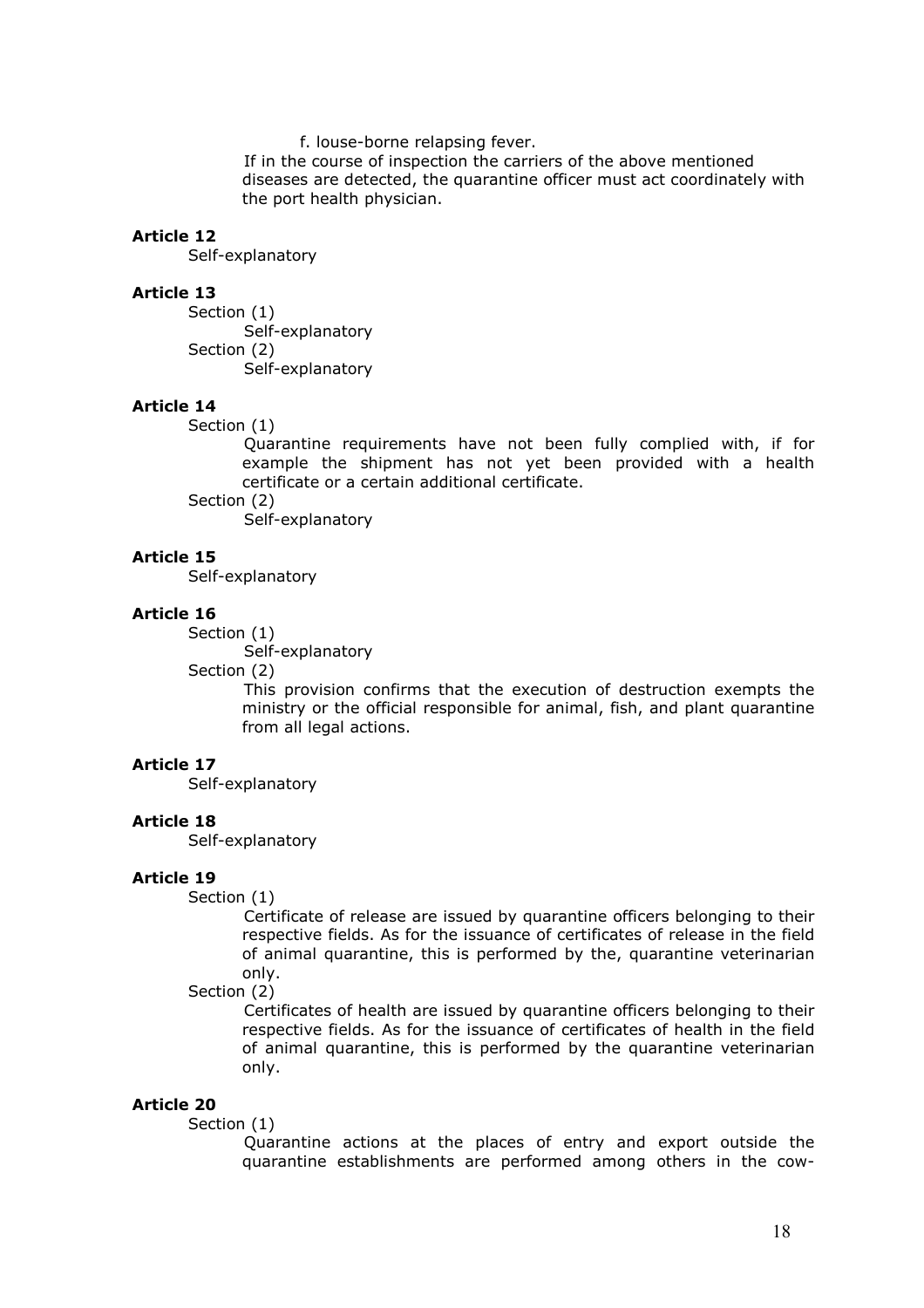f. louse-borne relapsing fever.

If in the course of inspection the carriers of the above mentioned diseases are detected, the quarantine officer must act coordinately with the port health physician.

**Article 12**

Self-explanatory

**Article 13**

Section (1)

Self-explanatory

Section (2)

Self-explanatory

**Article 14**

Section (1)

Quarantine requirements have not been fully complied with, if for example the shipment has not yet been provided with a health certificate or a certain additional certificate.

Section (2)

Self-explanatory

**Article 15**

Self-explanatory

**Article 16**

Section (1)

Self-explanatory

Section (2)

This provision confirms that the execution of destruction exempts the ministry or the official responsible for animal, fish, and plant quarantine from all legal actions.

**Article 17**

Self-explanatory

**Article 18**

Self-explanatory

**Article 19**

Section (1)

Certificate of release are issued by quarantine officers belonging to their respective fields. As for the issuance of certificates of release in the field of animal quarantine, this is performed by the, quarantine veterinarian only.

Section (2)

Certificates of health are issued by quarantine officers belonging to their respective fields. As for the issuance of certificates of health in the field of animal quarantine, this is performed by the quarantine veterinarian only.

**Article 20**

Section (1)

Quarantine actions at the places of entry and export outside the quarantine establishments are performed among others in the cow-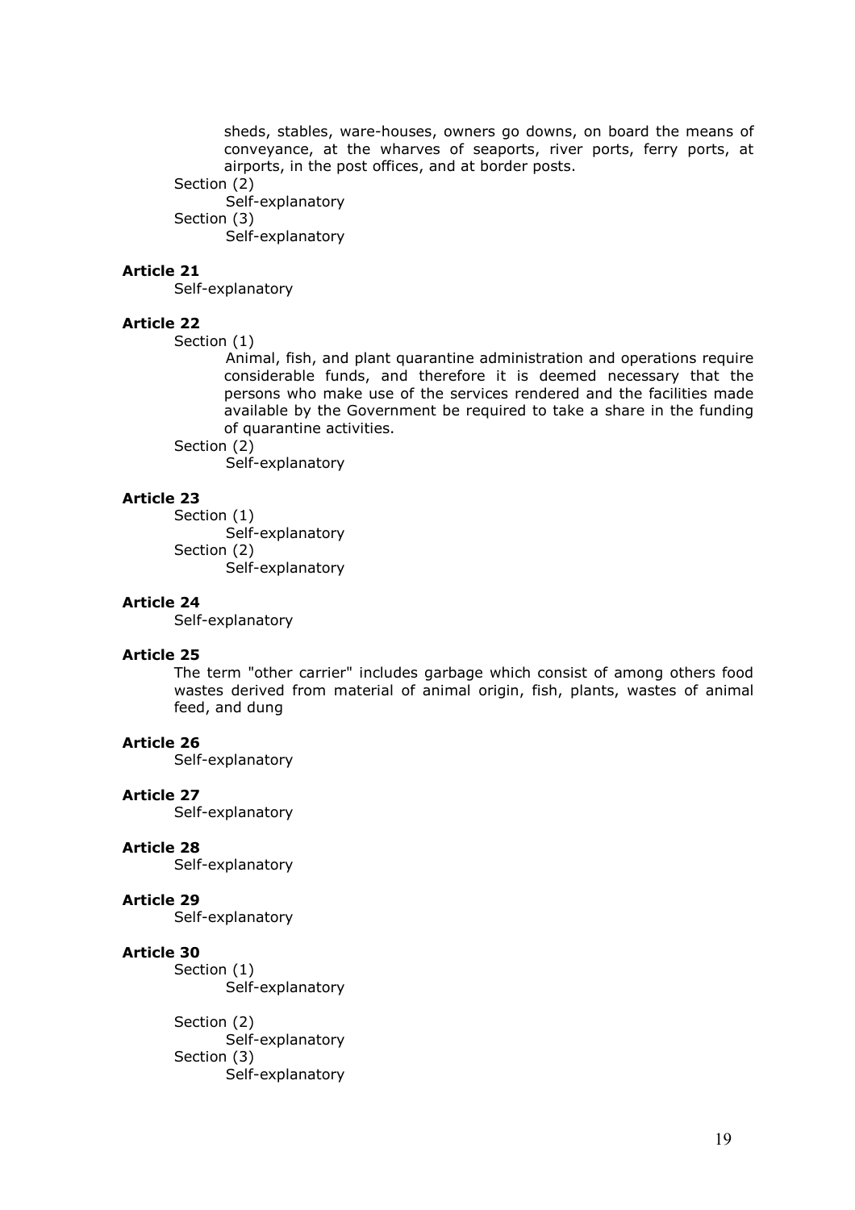sheds, stables, ware-houses, owners go downs, on board the means of conveyance, at the wharves of seaports, river ports, ferry ports, at airports, in the post offices, and at border posts.

Section (2)

Self-explanatory

Section (3)

Self-explanatory

**Article 21**

Self-explanatory

**Article 22**

Section (1)

Animal, fish, and plant quarantine administration and operations require considerable funds, and therefore it is deemed necessary that the persons who make use of the services rendered and the facilities made available by the Government be required to take a share in the funding of quarantine activities.

Section (2)

Self-explanatory

**Article 23**

Section (1)

Self-explanatory

Section (2)

Self-explanatory

**Article 24**

Self-explanatory

**Article 25**

The term "other carrier" includes garbage which consist of among others food wastes derived from material of animal origin, fish, plants, wastes of animal feed, and dung

**Article 26**

Self-explanatory

**Article 27**

Self-explanatory

**Article 28**

Self-explanatory

**Article 29**

Self-explanatory

**Article 30**

Section (1)

Self-explanatory

Section (2)

Self-explanatory

Section (3)

Self-explanatory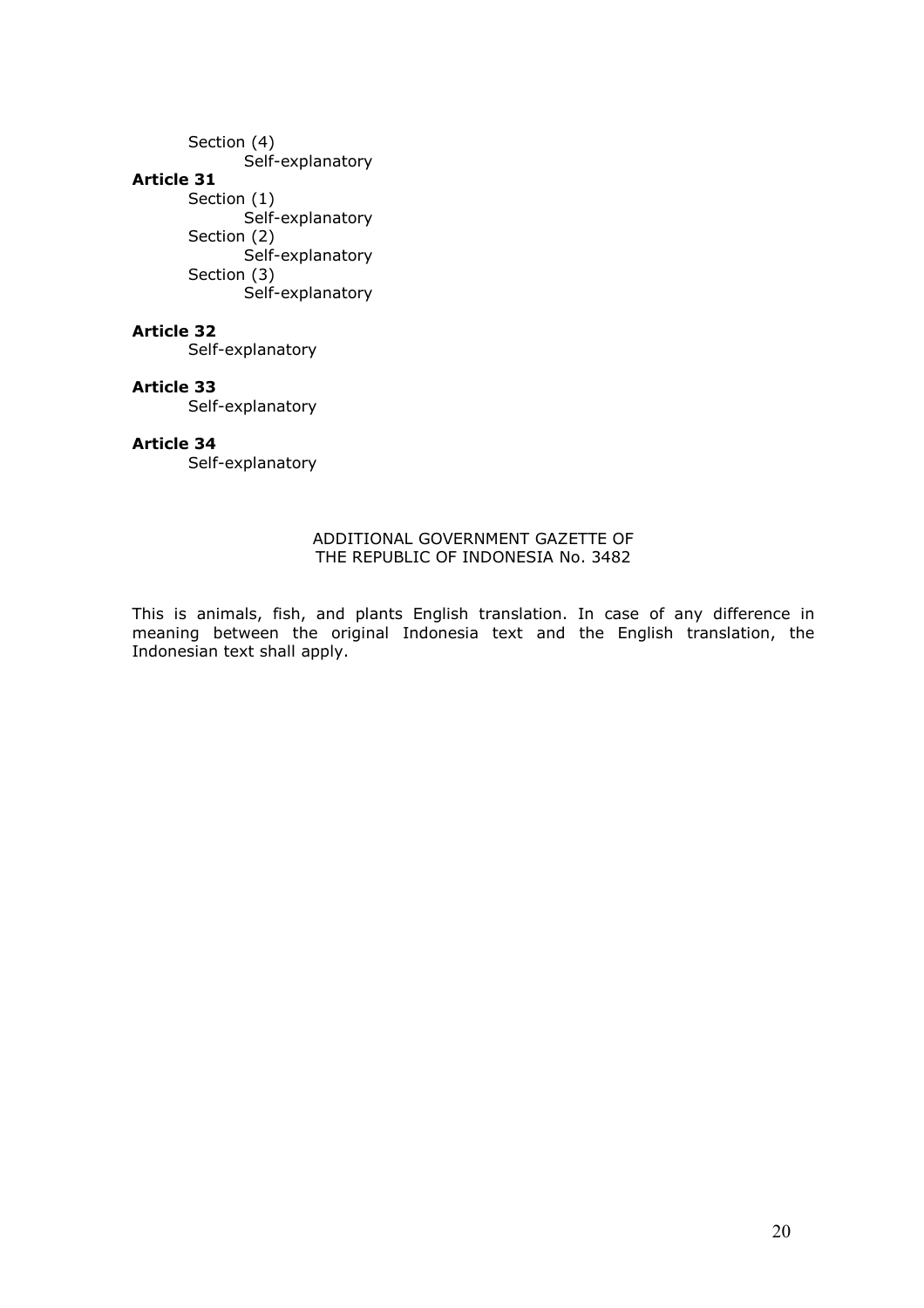Section (4)

Self-explanatory

**Article 31**

Section (1)

Self-explanatory

Section (2)

Self-explanatory

Section (3)

Self-explanatory

**Article 32**

Self-explanatory

**Article 33**

Self-explanatory

**Article 34**

Self-explanatory

ADDITIONAL GOVERNMENT GAZETTE OF
THE REPUBLIC OF INDONESIA No. 3482

This is animals, fish, and plants English translation. In case of any difference in meaning between the original Indonesia text and the English translation, the Indonesian text shall apply.